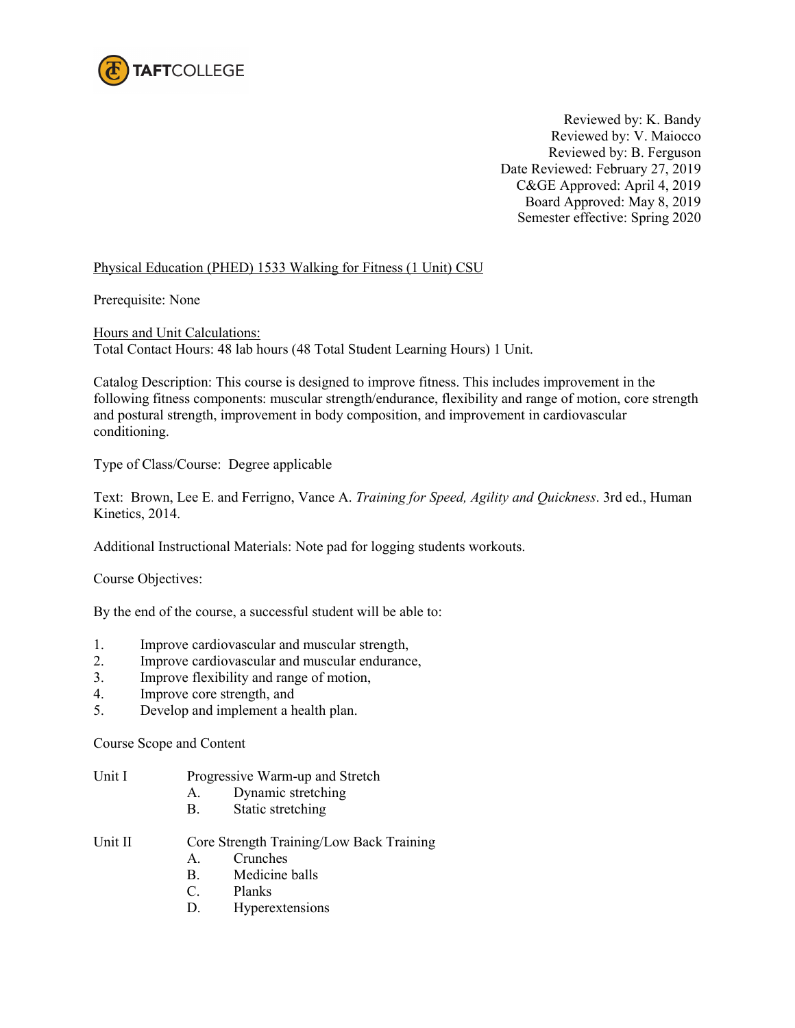TAFTCOLLEGE

Reviewed by: K. Bandy
Reviewed by: V. Maiocco
Reviewed by: B. Ferguson
Date Reviewed: February 27, 2019
C&GE Approved: April 4, 2019
Board Approved: May 8, 2019
Semester effective: Spring 2020

Physical Education (PHED) 1533 Walking for Fitness (1 Unit) CSU

Prerequisite: None

Hours and Unit Calculations:
Total Contact Hours: 48 lab hours (48 Total Student Learning Hours) 1 Unit.

Catalog Description: This course is designed to improve fitness. This includes improvement in the following fitness components: muscular strength/endurance, flexibility and range of motion, core strength and postural strength, improvement in body composition, and improvement in cardiovascular conditioning.

Type of Class/Course: Degree applicable

Text: Brown, Lee E. and Ferrigno, Vance A. *Training for Speed, Agility and Quickness*. 3rd ed., Human Kinetics, 2014.

Additional Instructional Materials: Note pad for logging students workouts.

Course Objectives:

By the end of the course, a successful student will be able to:

1. Improve cardiovascular and muscular strength,
2. Improve cardiovascular and muscular endurance,
3. Improve flexibility and range of motion,
4. Improve core strength, and
5. Develop and implement a health plan.

Course Scope and Content

Unit I Progressive Warm-up and Stretch
- A. Dynamic stretching
- B. Static stretching

Unit II Core Strength Training/Low Back Training
- A. Crunches
- B. Medicine balls
- C. Planks
- D. Hyperextensions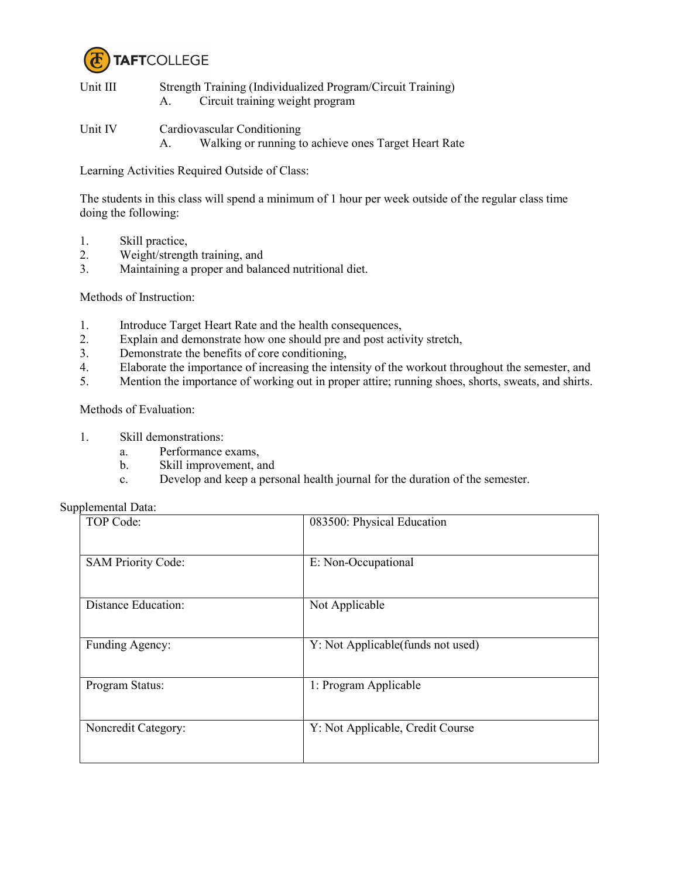Unit III Strength Training (Individualized Program/Circuit Training)

A. Circuit training weight program

Unit IV Cardiovascular Conditioning

A. Walking or running to achieve ones Target Heart Rate

Learning Activities Required Outside of Class:

The students in this class will spend a minimum of 1 hour per week outside of the regular class time doing the following:

1. Skill practice,
2. Weight/strength training, and
3. Maintaining a proper and balanced nutritional diet.

Methods of Instruction:

1. Introduce Target Heart Rate and the health consequences,
2. Explain and demonstrate how one should pre and post activity stretch,
3. Demonstrate the benefits of core conditioning,
4. Elaborate the importance of increasing the intensity of the workout throughout the semester, and
5. Mention the importance of working out in proper attire; running shoes, shorts, sweats, and shirts.

Methods of Evaluation:

1. Skill demonstrations:
   a. Performance exams,
   b. Skill improvement, and
   c. Develop and keep a personal health journal for the duration of the semester.

Supplemental Data:

| | |
|---|---|
| TOP Code: | 083500: Physical Education |
| SAM Priority Code: | E: Non-Occupational |
| Distance Education: | Not Applicable |
| Funding Agency: | Y: Not Applicable(funds not used) |
| Program Status: | 1: Program Applicable |
| Noncredit Category: | Y: Not Applicable, Credit Course |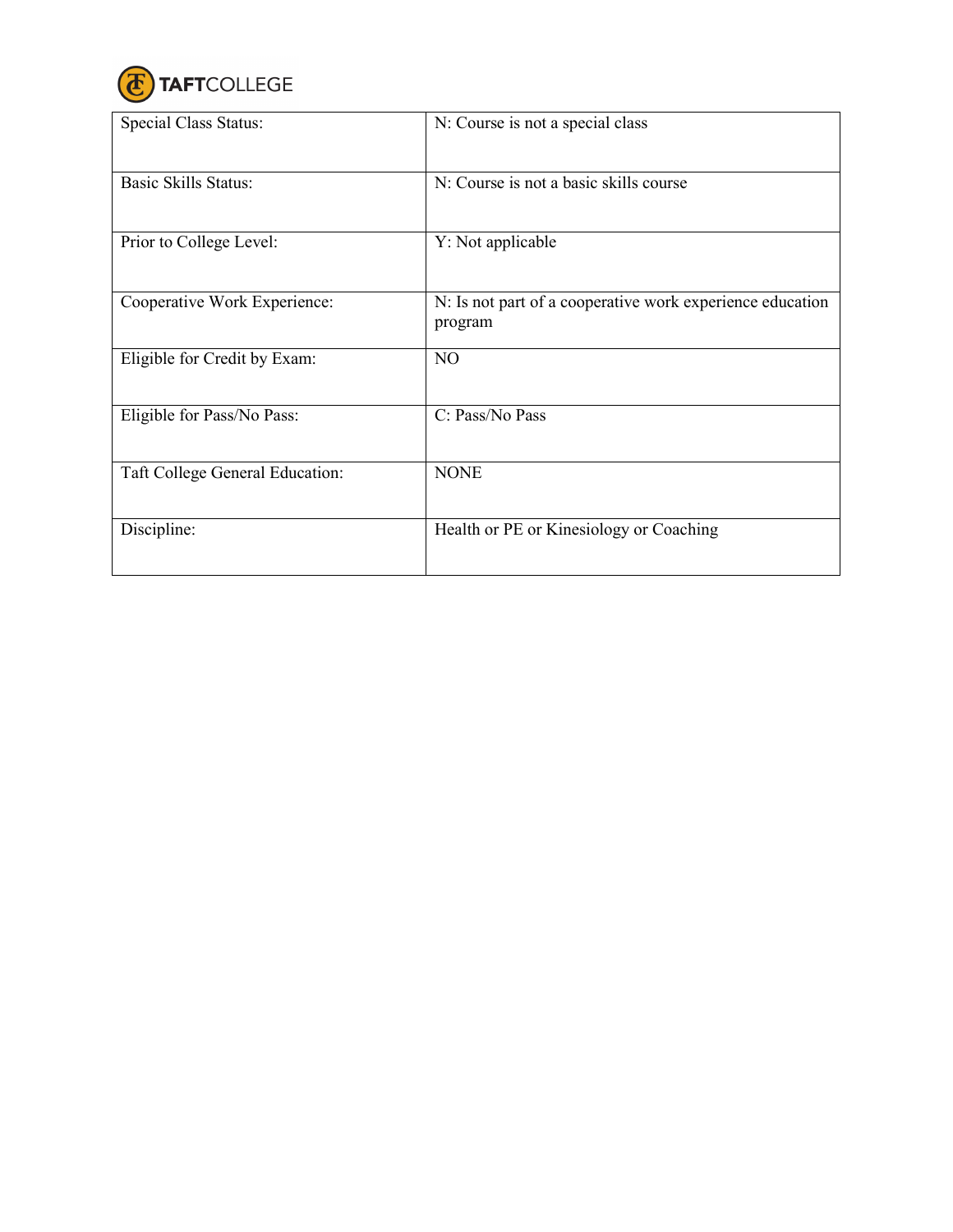| | |
|---|---|
| Special Class Status: | N: Course is not a special class |
| Basic Skills Status: | N: Course is not a basic skills course |
| Prior to College Level: | Y: Not applicable |
| Cooperative Work Experience: | N: Is not part of a cooperative work experience education program |
| Eligible for Credit by Exam: | NO |
| Eligible for Pass/No Pass: | C: Pass/No Pass |
| Taft College General Education: | NONE |
| Discipline: | Health or PE or Kinesiology or Coaching |